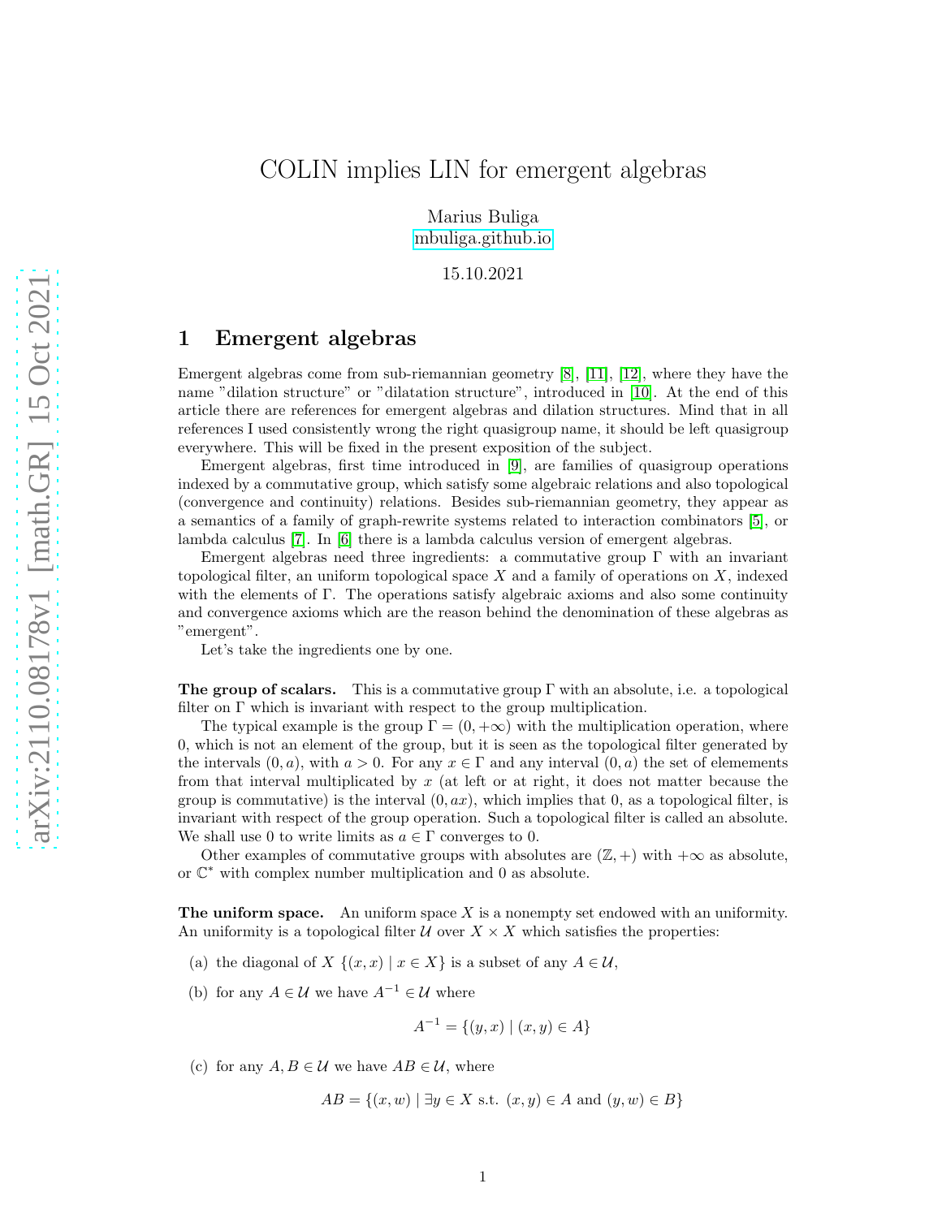# COLIN implies LIN for emergent algebras

Marius Buliga
mbuliga.github.io

15.10.2021

## 1 Emergent algebras

Emergent algebras come from sub-riemannian geometry [8], [11], [12], where they have the name "dilation structure" or "dilatation structure", introduced in [10]. At the end of this article there are references for emergent algebras and dilation structures. Mind that in all references I used consistently wrong the right quasigroup name, it should be left quasigroup everywhere. This will be fixed in the present exposition of the subject.

Emergent algebras, first time introduced in [9], are families of quasigroup operations indexed by a commutative group, which satisfy some algebraic relations and also topological (convergence and continuity) relations. Besides sub-riemannian geometry, they appear as a semantics of a family of graph-rewrite systems related to interaction combinators [5], or lambda calculus [7]. In [6] there is a lambda calculus version of emergent algebras.

Emergent algebras need three ingredients: a commutative group $\Gamma$ with an invariant topological filter, an uniform topological space $X$ and a family of operations on $X$, indexed with the elements of $\Gamma$. The operations satisfy algebraic axioms and also some continuity and convergence axioms which are the reason behind the denomination of these algebras as "emergent".

Let's take the ingredients one by one.

**The group of scalars.** This is a commutative group $\Gamma$ with an absolute, i.e. a topological filter on $\Gamma$ which is invariant with respect to the group multiplication.

The typical example is the group $\Gamma = (0, +\infty)$ with the multiplication operation, where 0, which is not an element of the group, but it is seen as the topological filter generated by the intervals $(0, a)$, with $a > 0$. For any $x \in \Gamma$ and any interval $(0, a)$ the set of elemements from that interval multiplicated by $x$ (at left or at right, it does not matter because the group is commutative) is the interval $(0, ax)$, which implies that 0, as a topological filter, is invariant with respect of the group operation. Such a topological filter is called an absolute. We shall use 0 to write limits as $a \in \Gamma$ converges to 0.

Other examples of commutative groups with absolutes are $(\mathbb{Z}, +)$ with $+\infty$ as absolute, or $\mathbb{C}^*$ with complex number multiplication and 0 as absolute.

**The uniform space.** An uniform space $X$ is a nonempty set endowed with an uniformity. An uniformity is a topological filter $\mathcal{U}$ over $X \times X$ which satisfies the properties:

(a) the diagonal of $X$ $\{(x, x) \mid x \in X\}$ is a subset of any $A \in \mathcal{U}$,

(b) for any $A \in \mathcal{U}$ we have $A^{-1} \in \mathcal{U}$ where

$$A^{-1} = \{(y, x) \mid (x, y) \in A\}$$

(c) for any $A, B \in \mathcal{U}$ we have $AB \in \mathcal{U}$, where

$$AB = \{(x, w) \mid \exists y \in X \text{ s.t. } (x, y) \in A \text{ and } (y, w) \in B\}$$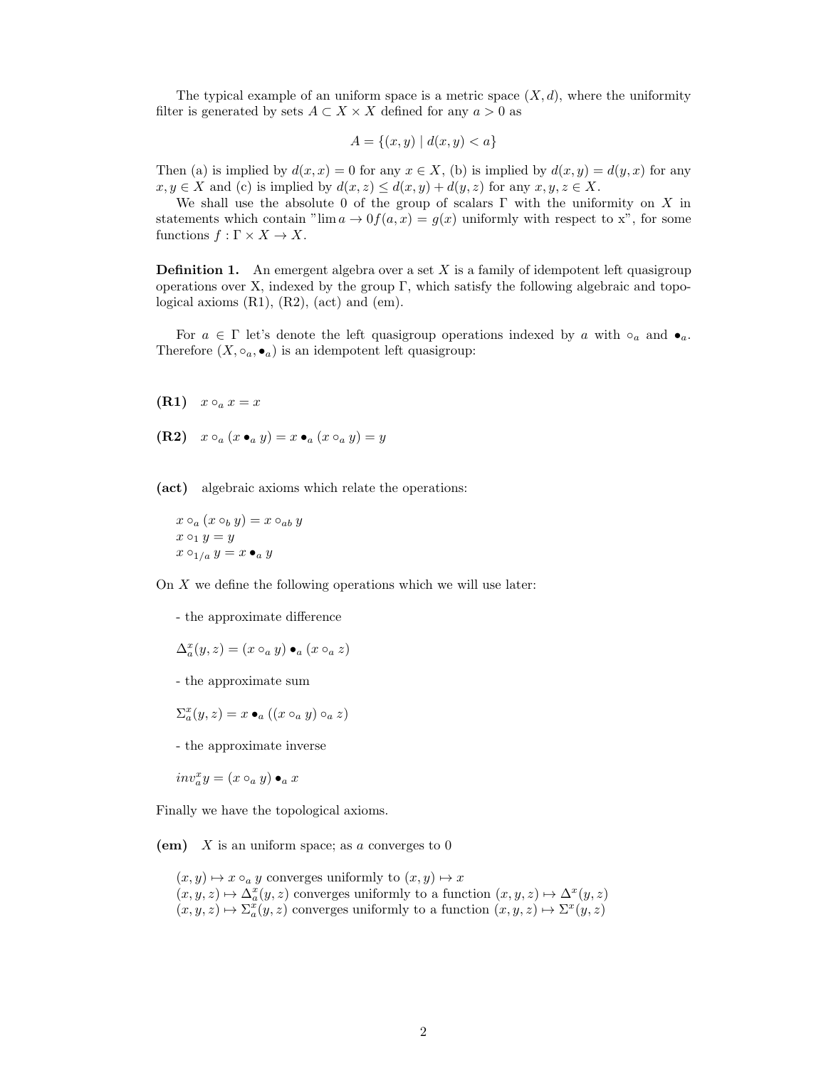The typical example of an uniform space is a metric space $(X, d)$, where the uniformity filter is generated by sets $A \subset X \times X$ defined for any $a > 0$ as

$$A = \{(x, y) \mid d(x, y) < a\}$$

Then (a) is implied by $d(x, x) = 0$ for any $x \in X$, (b) is implied by $d(x, y) = d(y, x)$ for any $x, y \in X$ and (c) is implied by $d(x, z) \leq d(x, y) + d(y, z)$ for any $x, y, z \in X$.

We shall use the absolute 0 of the group of scalars $\Gamma$ with the uniformity on $X$ in statements which contain "$\lim a \to 0 f(a, x) = g(x)$ uniformly with respect to x", for some functions $f : \Gamma \times X \to X$.

**Definition 1.** An emergent algebra over a set $X$ is a family of idempotent left quasigroup operations over X, indexed by the group $\Gamma$, which satisfy the following algebraic and topological axioms (R1), (R2), (act) and (em).

For $a \in \Gamma$ let's denote the left quasigroup operations indexed by $a$ with $\circ_a$ and $\bullet_a$. Therefore $(X, \circ_a, \bullet_a)$ is an idempotent left quasigroup:

**(R1)** $x \circ_a x = x$

**(R2)** $x \circ_a (x \bullet_a y) = x \bullet_a (x \circ_a y) = y$

**(act)** algebraic axioms which relate the operations:

$x \circ_a (x \circ_b y) = x \circ_{ab} y$
$x \circ_1 y = y$
$x \circ_{1/a} y = x \bullet_a y$

On $X$ we define the following operations which we will use later:

- the approximate difference

$\Delta^x_a(y, z) = (x \circ_a y) \bullet_a (x \circ_a z)$

- the approximate sum

$\Sigma^x_a(y, z) = x \bullet_a ((x \circ_a y) \circ_a z)$

- the approximate inverse

$inv^x_a y = (x \circ_a y) \bullet_a x$

Finally we have the topological axioms.

**(em)** $X$ is an uniform space; as $a$ converges to 0

$(x, y) \mapsto x \circ_a y$ converges uniformly to $(x, y) \mapsto x$
$(x, y, z) \mapsto \Delta^x_a(y, z)$ converges uniformly to a function $(x, y, z) \mapsto \Delta^x(y, z)$
$(x, y, z) \mapsto \Sigma^x_a(y, z)$ converges uniformly to a function $(x, y, z) \mapsto \Sigma^x(y, z)$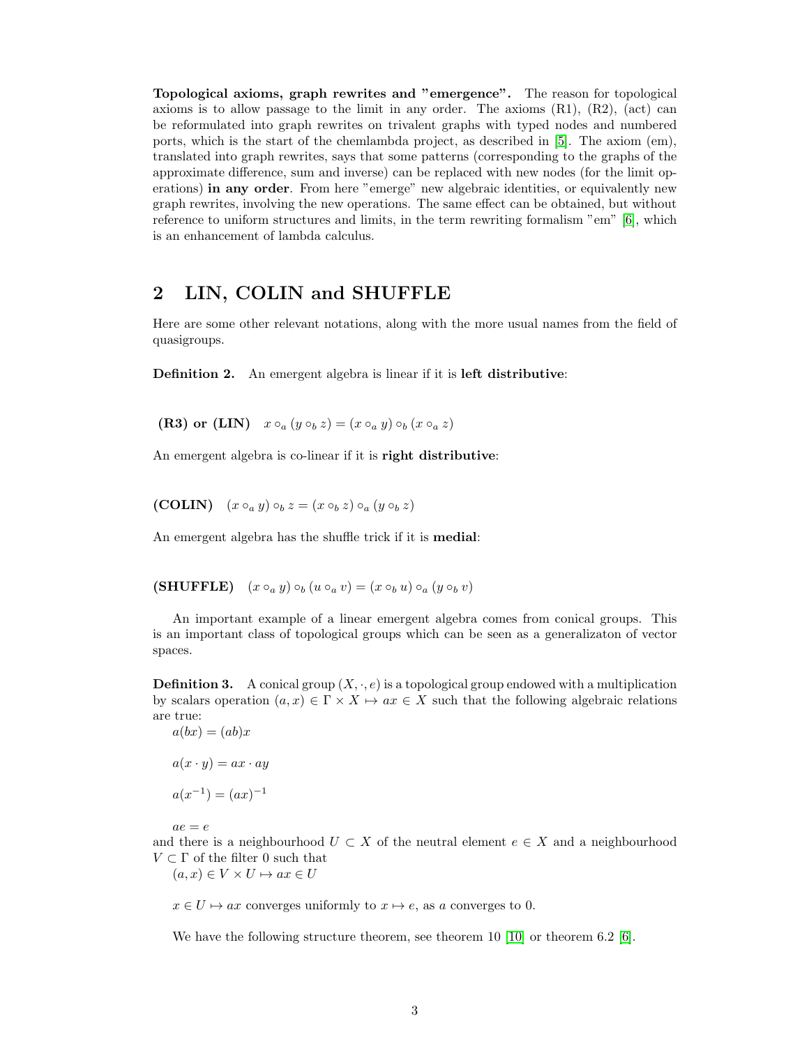**Topological axioms, graph rewrites and "emergence".** The reason for topological axioms is to allow passage to the limit in any order. The axioms (R1), (R2), (act) can be reformulated into graph rewrites on trivalent graphs with typed nodes and numbered ports, which is the start of the chemlambda project, as described in [5]. The axiom (em), translated into graph rewrites, says that some patterns (corresponding to the graphs of the approximate difference, sum and inverse) can be replaced with new nodes (for the limit operations) **in any order**. From here "emerge" new algebraic identities, or equivalently new graph rewrites, involving the new operations. The same effect can be obtained, but without reference to uniform structures and limits, in the term rewriting formalism "em" [6], which is an enhancement of lambda calculus.

## 2 LIN, COLIN and SHUFFLE

Here are some other relevant notations, along with the more usual names from the field of quasigroups.

**Definition 2.** An emergent algebra is linear if it is **left distributive**:

**(R3) or (LIN)** $\quad x \circ_a (y \circ_b z) = (x \circ_a y) \circ_b (x \circ_a z)$

An emergent algebra is co-linear if it is **right distributive**:

**(COLIN)** $\quad (x \circ_a y) \circ_b z = (x \circ_b z) \circ_a (y \circ_b z)$

An emergent algebra has the shuffle trick if it is **medial**:

**(SHUFFLE)** $\quad (x \circ_a y) \circ_b (u \circ_a v) = (x \circ_b u) \circ_a (y \circ_b v)$

An important example of a linear emergent algebra comes from conical groups. This is an important class of topological groups which can be seen as a generalizaton of vector spaces.

**Definition 3.** A conical group $(X, \cdot, e)$ is a topological group endowed with a multiplication by scalars operation $(a, x) \in \Gamma \times X \mapsto ax \in X$ such that the following algebraic relations are true:

$a(bx) = (ab)x$

$a(x \cdot y) = ax \cdot ay$

$a(x^{-1}) = (ax)^{-1}$

$ae = e$

and there is a neighbourhood $U \subset X$ of the neutral element $e \in X$ and a neighbourhood $V \subset \Gamma$ of the filter 0 such that

$(a, x) \in V \times U \mapsto ax \in U$

$x \in U \mapsto ax$ converges uniformly to $x \mapsto e$, as $a$ converges to 0.

We have the following structure theorem, see theorem 10 [10] or theorem 6.2 [6].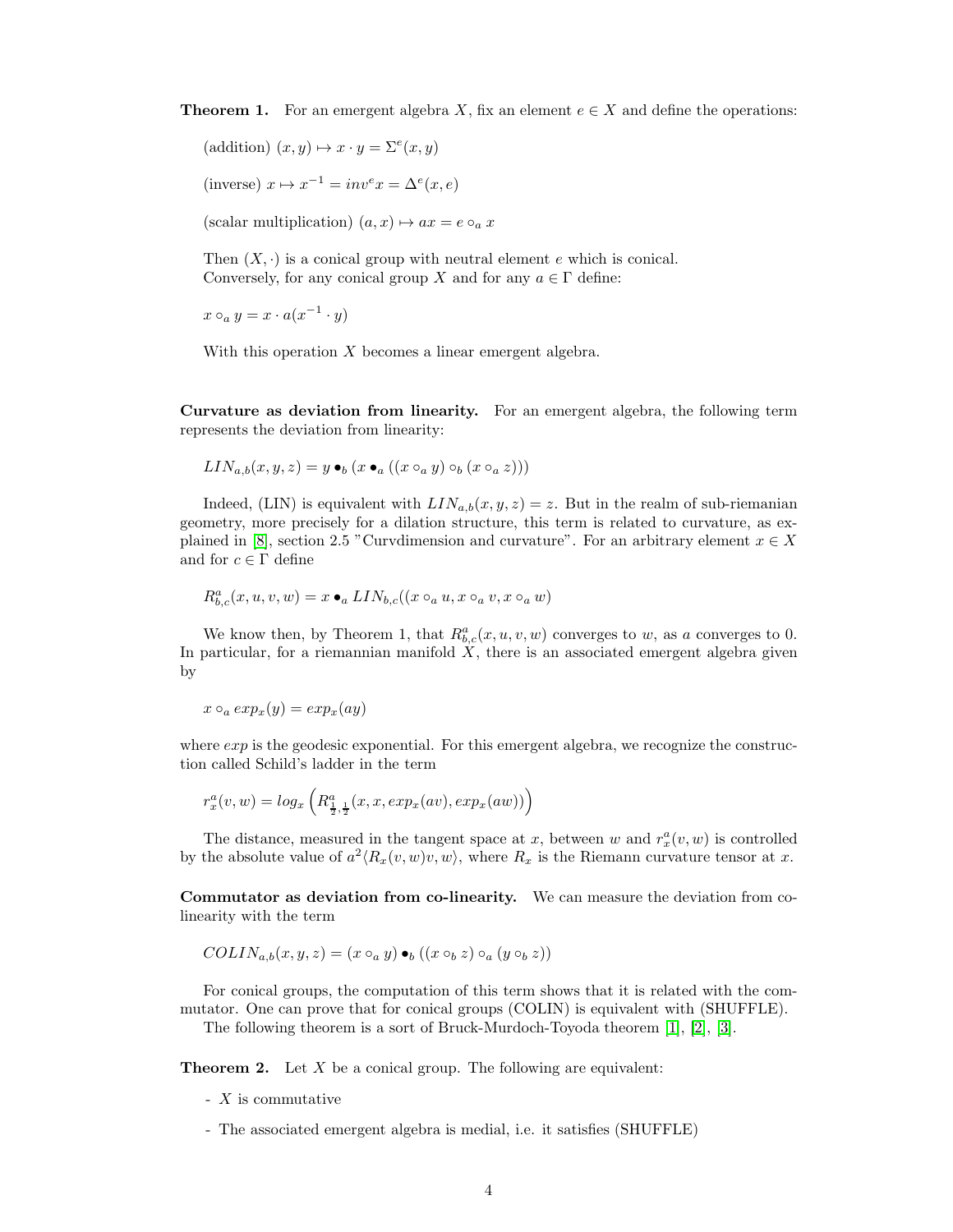**Theorem 1.** For an emergent algebra $X$, fix an element $e \in X$ and define the operations:

(addition) $(x, y) \mapsto x \cdot y = \Sigma^e(x, y)$

(inverse) $x \mapsto x^{-1} = inv^e x = \Delta^e(x, e)$

(scalar multiplication) $(a, x) \mapsto ax = e \circ_a x$

Then $(X, \cdot)$ is a conical group with neutral element $e$ which is conical.
Conversely, for any conical group $X$ and for any $a \in \Gamma$ define:

$x \circ_a y = x \cdot a(x^{-1} \cdot y)$

With this operation $X$ becomes a linear emergent algebra.

**Curvature as deviation from linearity.** For an emergent algebra, the following term represents the deviation from linearity:

$$LIN_{a,b}(x, y, z) = y \bullet_b (x \bullet_a ((x \circ_a y) \circ_b (x \circ_a z)))$$

Indeed, (LIN) is equivalent with $LIN_{a,b}(x, y, z) = z$. But in the realm of sub-riemanian geometry, more precisely for a dilation structure, this term is related to curvature, as explained in [8], section 2.5 "Curvdimension and curvature". For an arbitrary element $x \in X$ and for $c \in \Gamma$ define

$$R^a_{b,c}(x, u, v, w) = x \bullet_a LIN_{b,c}((x \circ_a u, x \circ_a v, x \circ_a w)$$

We know then, by Theorem 1, that $R^a_{b,c}(x, u, v, w)$ converges to $w$, as $a$ converges to 0. In particular, for a riemannian manifold $X$, there is an associated emergent algebra given by

$$x \circ_a exp_x(y) = exp_x(ay)$$

where $exp$ is the geodesic exponential. For this emergent algebra, we recognize the construction called Schild's ladder in the term

$$r^a_x(v, w) = log_x \left( R^a_{\frac{1}{2},\frac{1}{2}}(x, x, exp_x(av), exp_x(aw)) \right)$$

The distance, measured in the tangent space at $x$, between $w$ and $r^a_x(v, w)$ is controlled by the absolute value of $a^2 \langle R_x(v, w)v, w \rangle$, where $R_x$ is the Riemann curvature tensor at $x$.

**Commutator as deviation from co-linearity.** We can measure the deviation from colinearity with the term

$$COLIN_{a,b}(x, y, z) = (x \circ_a y) \bullet_b ((x \circ_b z) \circ_a (y \circ_b z))$$

For conical groups, the computation of this term shows that it is related with the commutator. One can prove that for conical groups (COLIN) is equivalent with (SHUFFLE).

The following theorem is a sort of Bruck-Murdoch-Toyoda theorem [1], [2], [3].

**Theorem 2.** Let $X$ be a conical group. The following are equivalent:

- $X$ is commutative
- The associated emergent algebra is medial, i.e. it satisfies (SHUFFLE)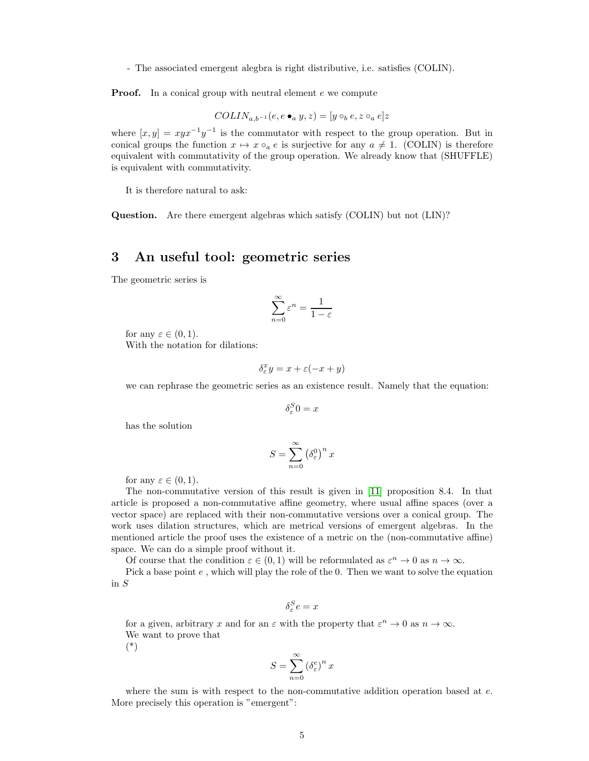- The associated emergent alegbra is right distributive, i.e. satisfies (COLIN).

**Proof.** In a conical group with neutral element $e$ we compute

$$COLIN_{a,b^{-1}}(e, e \bullet_a y, z) = [y \circ_b e, z \circ_a e] z$$

where $[x, y] = xyx^{-1}y^{-1}$ is the commutator with respect to the group operation. But in conical groups the function $x \mapsto x \circ_a e$ is surjective for any $a \neq 1$. (COLIN) is therefore equivalent with commutativity of the group operation. We already know that (SHUFFLE) is equivalent with commutativity.

It is therefore natural to ask:

**Question.** Are there emergent algebras which satisfy (COLIN) but not (LIN)?

# 3 An useful tool: geometric series

The geometric series is

$$\sum_{n=0}^{\infty} \varepsilon^n = \frac{1}{1-\varepsilon}$$

for any $\varepsilon \in (0, 1)$.

With the notation for dilations:

$$\delta_\varepsilon^x y = x + \varepsilon(-x + y)$$

we can rephrase the geometric series as an existence result. Namely that the equation:

$$\delta_\varepsilon^S 0 = x$$

has the solution

$$S = \sum_{n=0}^{\infty} \left(\delta_\varepsilon^0\right)^n x$$

for any $\varepsilon \in (0, 1)$.

The non-commutative version of this result is given in [11] proposition 8.4. In that article is proposed a non-commutative affine geometry, where usual affine spaces (over a vector space) are replaced with their non-commutative versions over a conical group. The work uses dilation structures, which are metrical versions of emergent algebras. In the mentioned article the proof uses the existence of a metric on the (non-commutative affine) space. We can do a simple proof without it.

Of course that the condition $\varepsilon \in (0, 1)$ will be reformulated as $\varepsilon^n \to 0$ as $n \to \infty$.

Pick a base point $e$ , which will play the role of the 0. Then we want to solve the equation in $S$

$$\delta_\varepsilon^S e = x$$

for a given, arbitrary $x$ and for an $\varepsilon$ with the property that $\varepsilon^n \to 0$ as $n \to \infty$.

We want to prove that

(*)

$$S = \sum_{n=0}^{\infty} \left(\delta_\varepsilon^e\right)^n x$$

where the sum is with respect to the non-commutative addition operation based at $e$. More precisely this operation is "emergent":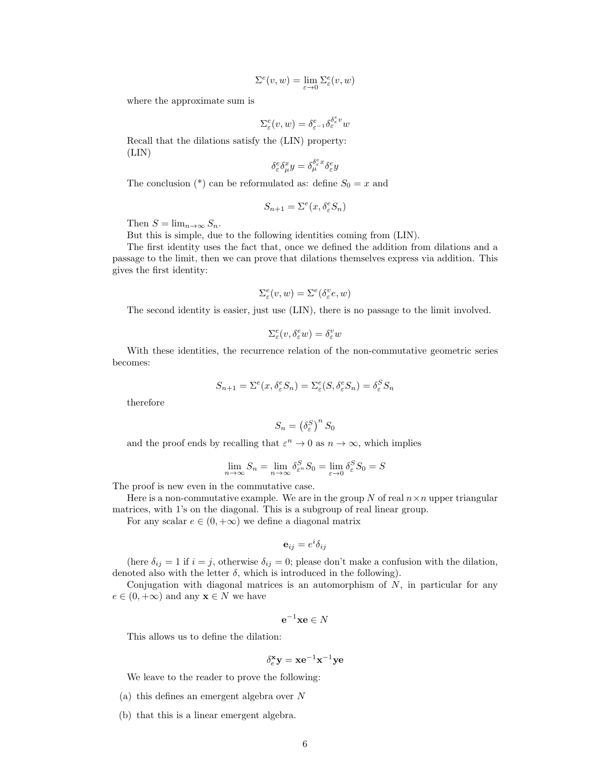$$\Sigma^{e}(v, w) = \lim_{\varepsilon \to 0} \Sigma^{e}_{\varepsilon}(v, w)$$

where the approximate sum is

$$\Sigma^{e}_{\varepsilon}(v, w) = \delta^{e}_{\varepsilon^{-1}} \delta^{\delta^{e}_{\varepsilon} v}_{\varepsilon} w$$

Recall that the dilations satisfy the (LIN) property:
(LIN)

$$\delta^{e}_{\varepsilon} \delta^{x}_{\mu} y = \delta^{\delta^{e}_{\varepsilon} x}_{\mu} \delta^{e}_{\varepsilon} y$$

The conclusion (*) can be reformulated as: define $S_0 = x$ and

$$S_{n+1} = \Sigma^{e}(x, \delta^{e}_{\varepsilon} S_n)$$

Then $S = \lim_{n \to \infty} S_n$.

But this is simple, due to the following identities coming from (LIN).

The first identity uses the fact that, once we defined the addition from dilations and a passage to the limit, then we can prove that dilations themselves express via addition. This gives the first identity:

$$\Sigma^{e}_{\varepsilon}(v, w) = \Sigma^{e}(\delta^{v}_{\varepsilon} e, w)$$

The second identity is easier, just use (LIN), there is no passage to the limit involved.

$$\Sigma^{e}_{\varepsilon}(v, \delta^{e}_{\varepsilon} w) = \delta^{v}_{\varepsilon} w$$

With these identities, the recurrence relation of the non-commutative geometric series becomes:

$$S_{n+1} = \Sigma^{e}(x, \delta^{e}_{\varepsilon} S_n) = \Sigma^{e}_{\varepsilon}(S, \delta^{e}_{\varepsilon} S_n) = \delta^{S}_{\varepsilon} S_n$$

therefore

$$S_n = \left(\delta^{S}_{\varepsilon}\right)^{n} S_0$$

and the proof ends by recalling that $\varepsilon^n \to 0$ as $n \to \infty$, which implies

$$\lim_{n \to \infty} S_n = \lim_{n \to \infty} \delta^{S}_{\varepsilon^n} S_0 = \lim_{\varepsilon \to 0} \delta^{S}_{\varepsilon} S_0 = S$$

The proof is new even in the commutative case.

Here is a non-commutative example. We are in the group $N$ of real $n \times n$ upper triangular matrices, with 1's on the diagonal. This is a subgroup of real linear group.

For any scalar $e \in (0, +\infty)$ we define a diagonal matrix

$$\mathbf{e}_{ij} = e^{i} \delta_{ij}$$

(here $\delta_{ij} = 1$ if $i = j$, otherwise $\delta_{ij} = 0$; please don't make a confusion with the dilation, denoted also with the letter $\delta$, which is introduced in the following).

Conjugation with diagonal matrices is an automorphism of $N$, in particular for any $e \in (0, +\infty)$ and any $\mathbf{x} \in N$ we have

$$\mathbf{e}^{-1} \mathbf{x} \mathbf{e} \in N$$

This allows us to define the dilation:

$$\delta^{\mathbf{x}}_{e} \mathbf{y} = \mathbf{x} \mathbf{e}^{-1} \mathbf{x}^{-1} \mathbf{y} \mathbf{e}$$

We leave to the reader to prove the following:

(a) this defines an emergent algebra over $N$

(b) that this is a linear emergent algebra.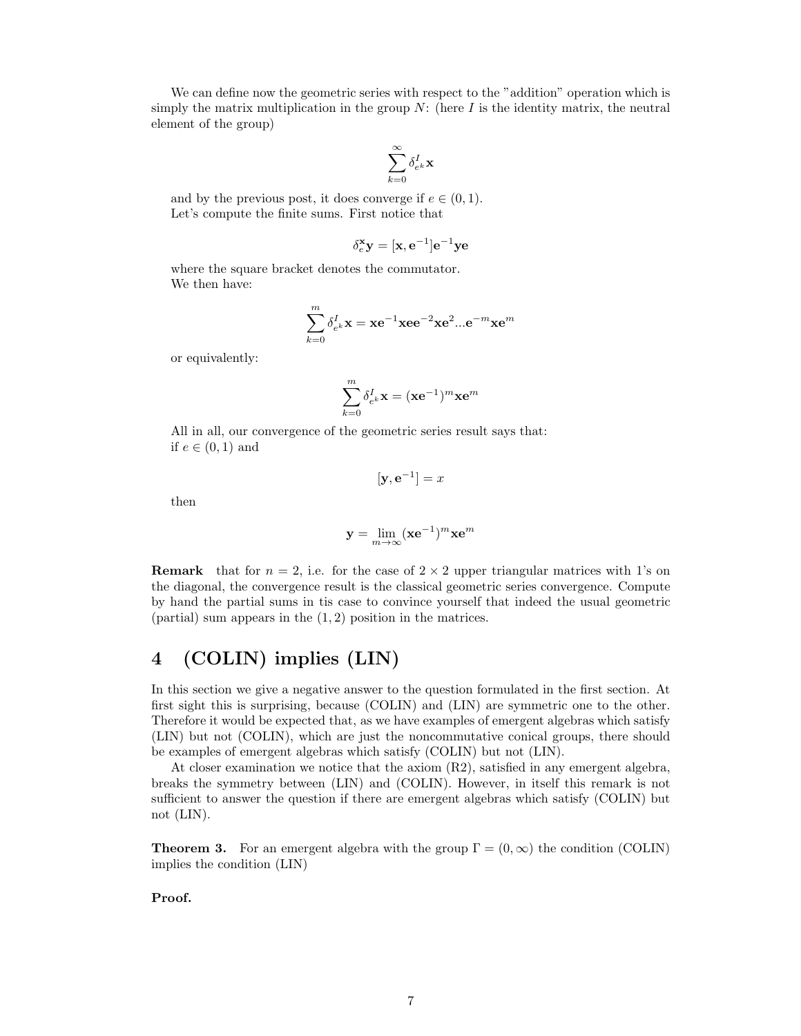We can define now the geometric series with respect to the "addition" operation which is simply the matrix multiplication in the group $N$: (here $I$ is the identity matrix, the neutral element of the group)

$$\sum_{k=0}^{\infty} \delta^{I}_{e^k} \mathbf{x}$$

and by the previous post, it does converge if $e \in (0,1)$.
Let's compute the finite sums. First notice that

$$\delta^{\mathbf{x}}_{e} \mathbf{y} = [\mathbf{x}, \mathbf{e}^{-1}] \mathbf{e}^{-1} \mathbf{y} \mathbf{e}$$

where the square bracket denotes the commutator.
We then have:

$$\sum_{k=0}^{m} \delta^{I}_{e^k} \mathbf{x} = \mathbf{x} \mathbf{e}^{-1} \mathbf{x} \mathbf{e} \mathbf{e}^{-2} \mathbf{x} \mathbf{e}^{2} ... \mathbf{e}^{-m} \mathbf{x} \mathbf{e}^{m}$$

or equivalently:

$$\sum_{k=0}^{m} \delta^{I}_{e^k} \mathbf{x} = (\mathbf{x} \mathbf{e}^{-1})^{m} \mathbf{x} \mathbf{e}^{m}$$

All in all, our convergence of the geometric series result says that:
if $e \in (0,1)$ and

$$[\mathbf{y}, \mathbf{e}^{-1}] = x$$

then

$$\mathbf{y} = \lim_{m \to \infty} (\mathbf{x} \mathbf{e}^{-1})^{m} \mathbf{x} \mathbf{e}^{m}$$

**Remark** that for $n = 2$, i.e. for the case of $2 \times 2$ upper triangular matrices with 1's on the diagonal, the convergence result is the classical geometric series convergence. Compute by hand the partial sums in tis case to convince yourself that indeed the usual geometric (partial) sum appears in the $(1,2)$ position in the matrices.

# 4 (COLIN) implies (LIN)

In this section we give a negative answer to the question formulated in the first section. At first sight this is surprising, because (COLIN) and (LIN) are symmetric one to the other. Therefore it would be expected that, as we have examples of emergent algebras which satisfy (LIN) but not (COLIN), which are just the noncommutative conical groups, there should be examples of emergent algebras which satisfy (COLIN) but not (LIN).

At closer examination we notice that the axiom (R2), satisfied in any emergent algebra, breaks the symmetry between (LIN) and (COLIN). However, in itself this remark is not sufficient to answer the question if there are emergent algebras which satisfy (COLIN) but not (LIN).

**Theorem 3.** For an emergent algebra with the group $\Gamma = (0, \infty)$ the condition (COLIN) implies the condition (LIN)

**Proof.**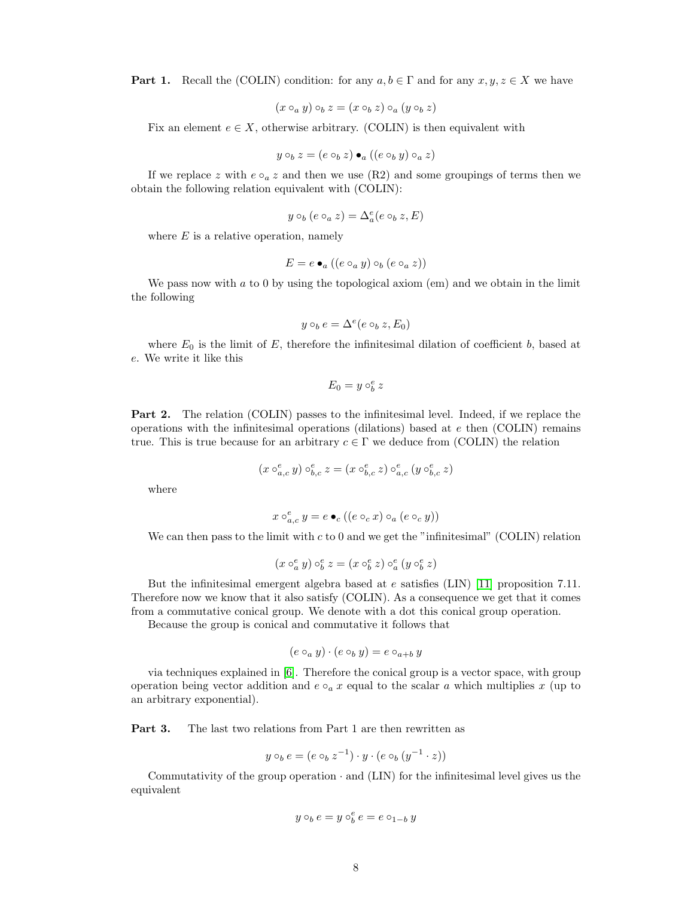**Part 1.** Recall the (COLIN) condition: for any $a, b \in \Gamma$ and for any $x, y, z \in X$ we have

$$(x \circ_a y) \circ_b z = (x \circ_b z) \circ_a (y \circ_b z)$$

Fix an element $e \in X$, otherwise arbitrary. (COLIN) is then equivalent with

$$y \circ_b z = (e \circ_b z) \bullet_a ((e \circ_b y) \circ_a z)$$

If we replace $z$ with $e \circ_a z$ and then we use (R2) and some groupings of terms then we obtain the following relation equivalent with (COLIN):

$$y \circ_b (e \circ_a z) = \Delta^e_a(e \circ_b z, E)$$

where $E$ is a relative operation, namely

$$E = e \bullet_a ((e \circ_a y) \circ_b (e \circ_a z))$$

We pass now with $a$ to 0 by using the topological axiom (em) and we obtain in the limit the following

$$y \circ_b e = \Delta^e(e \circ_b z, E_0)$$

where $E_0$ is the limit of $E$, therefore the infinitesimal dilation of coefficient $b$, based at $e$. We write it like this

$$E_0 = y \circ^e_b z$$

**Part 2.** The relation (COLIN) passes to the infinitesimal level. Indeed, if we replace the operations with the infinitesimal operations (dilations) based at $e$ then (COLIN) remains true. This is true because for an arbitrary $c \in \Gamma$ we deduce from (COLIN) the relation

$$(x \circ^e_{a,c} y) \circ^e_{b,c} z = (x \circ^e_{b,c} z) \circ^e_{a,c} (y \circ^e_{b,c} z)$$

where

$$x \circ^e_{a,c} y = e \bullet_c ((e \circ_c x) \circ_a (e \circ_c y))$$

We can then pass to the limit with $c$ to 0 and we get the "infinitesimal" (COLIN) relation

$$(x \circ^e_a y) \circ^e_b z = (x \circ^e_b z) \circ^e_a (y \circ^e_b z)$$

But the infinitesimal emergent algebra based at $e$ satisfies (LIN) [11] proposition 7.11. Therefore now we know that it also satisfy (COLIN). As a consequence we get that it comes from a commutative conical group. We denote with a dot this conical group operation.

Because the group is conical and commutative it follows that

$$(e \circ_a y) \cdot (e \circ_b y) = e \circ_{a+b} y$$

via techniques explained in [6]. Therefore the conical group is a vector space, with group operation being vector addition and $e \circ_a x$ equal to the scalar $a$ which multiplies $x$ (up to an arbitrary exponential).

**Part 3.** The last two relations from Part 1 are then rewritten as

$$y \circ_b e = (e \circ_b z^{-1}) \cdot y \cdot (e \circ_b (y^{-1} \cdot z))$$

Commutativity of the group operation $\cdot$ and (LIN) for the infinitesimal level gives us the equivalent

$$y \circ_b e = y \circ^e_b e = e \circ_{1-b} y$$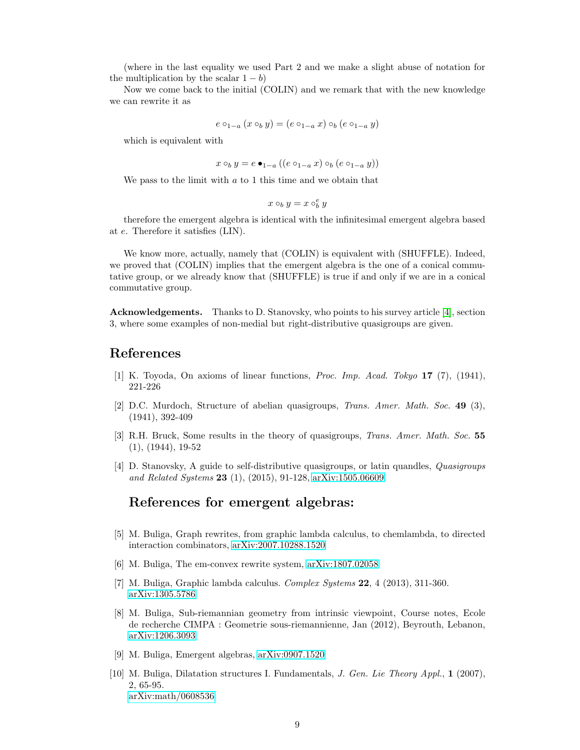(where in the last equality we used Part 2 and we make a slight abuse of notation for the multiplication by the scalar $1-b$)

Now we come back to the initial (COLIN) and we remark that with the new knowledge we can rewrite it as

$$e \circ_{1-a} (x \circ_b y) = (e \circ_{1-a} x) \circ_b (e \circ_{1-a} y)$$

which is equivalent with

$$x \circ_b y = e \bullet_{1-a} ((e \circ_{1-a} x) \circ_b (e \circ_{1-a} y))$$

We pass to the limit with $a$ to 1 this time and we obtain that

$$x \circ_b y = x \circ_b^e y$$

therefore the emergent algebra is identical with the infinitesimal emergent algebra based at $e$. Therefore it satisfies (LIN).

We know more, actually, namely that (COLIN) is equivalent with (SHUFFLE). Indeed, we proved that (COLIN) implies that the emergent algebra is the one of a conical commutative group, or we already know that (SHUFFLE) is true if and only if we are in a conical commutative group.

**Acknowledgements.** Thanks to D. Stanovsky, who points to his survey article [4], section 3, where some examples of non-medial but right-distributive quasigroups are given.

## References

[1] K. Toyoda, On axioms of linear functions, *Proc. Imp. Acad. Tokyo* **17** (7), (1941), 221-226

[2] D.C. Murdoch, Structure of abelian quasigroups, *Trans. Amer. Math. Soc.* **49** (3), (1941), 392-409

[3] R.H. Bruck, Some results in the theory of quasigroups, *Trans. Amer. Math. Soc.* **55** (1), (1944), 19-52

[4] D. Stanovsky, A guide to self-distributive quasigroups, or latin quandles, *Quasigroups and Related Systems* **23** (1), (2015), 91-128, arXiv:1505.06609

### References for emergent algebras:

[5] M. Buliga, Graph rewrites, from graphic lambda calculus, to chemlambda, to directed interaction combinators, arXiv:2007.10288.1520

[6] M. Buliga, The em-convex rewrite system, arXiv:1807.02058

[7] M. Buliga, Graphic lambda calculus. *Complex Systems* **22**, 4 (2013), 311-360. arXiv:1305.5786

[8] M. Buliga, Sub-riemannian geometry from intrinsic viewpoint, Course notes, Ecole de recherche CIMPA : Geometrie sous-riemannienne, Jan (2012), Beyrouth, Lebanon, arXiv:1206.3093

[9] M. Buliga, Emergent algebras, arXiv:0907.1520

[10] M. Buliga, Dilatation structures I. Fundamentals, *J. Gen. Lie Theory Appl.*, **1** (2007), 2, 65-95. arXiv:math/0608536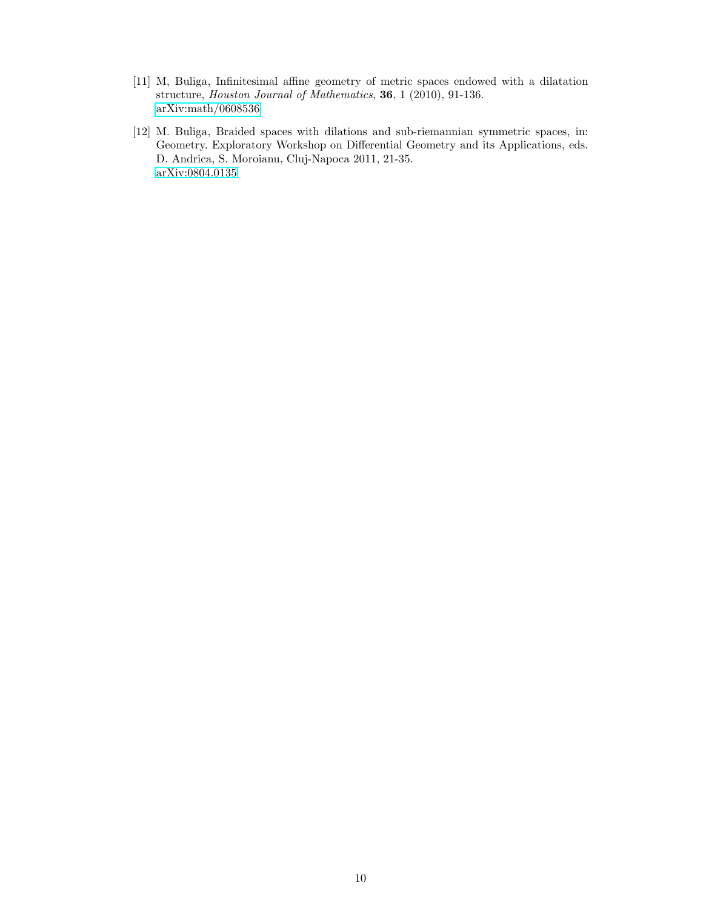[11] M, Buliga, Infinitesimal affine geometry of metric spaces endowed with a dilatation structure, *Houston Journal of Mathematics*, **36**, 1 (2010), 91-136.
arXiv:math/0608536

[12] M. Buliga, Braided spaces with dilations and sub-riemannian symmetric spaces, in: Geometry. Exploratory Workshop on Differential Geometry and its Applications, eds. D. Andrica, S. Moroianu, Cluj-Napoca 2011, 21-35.
arXiv:0804.0135